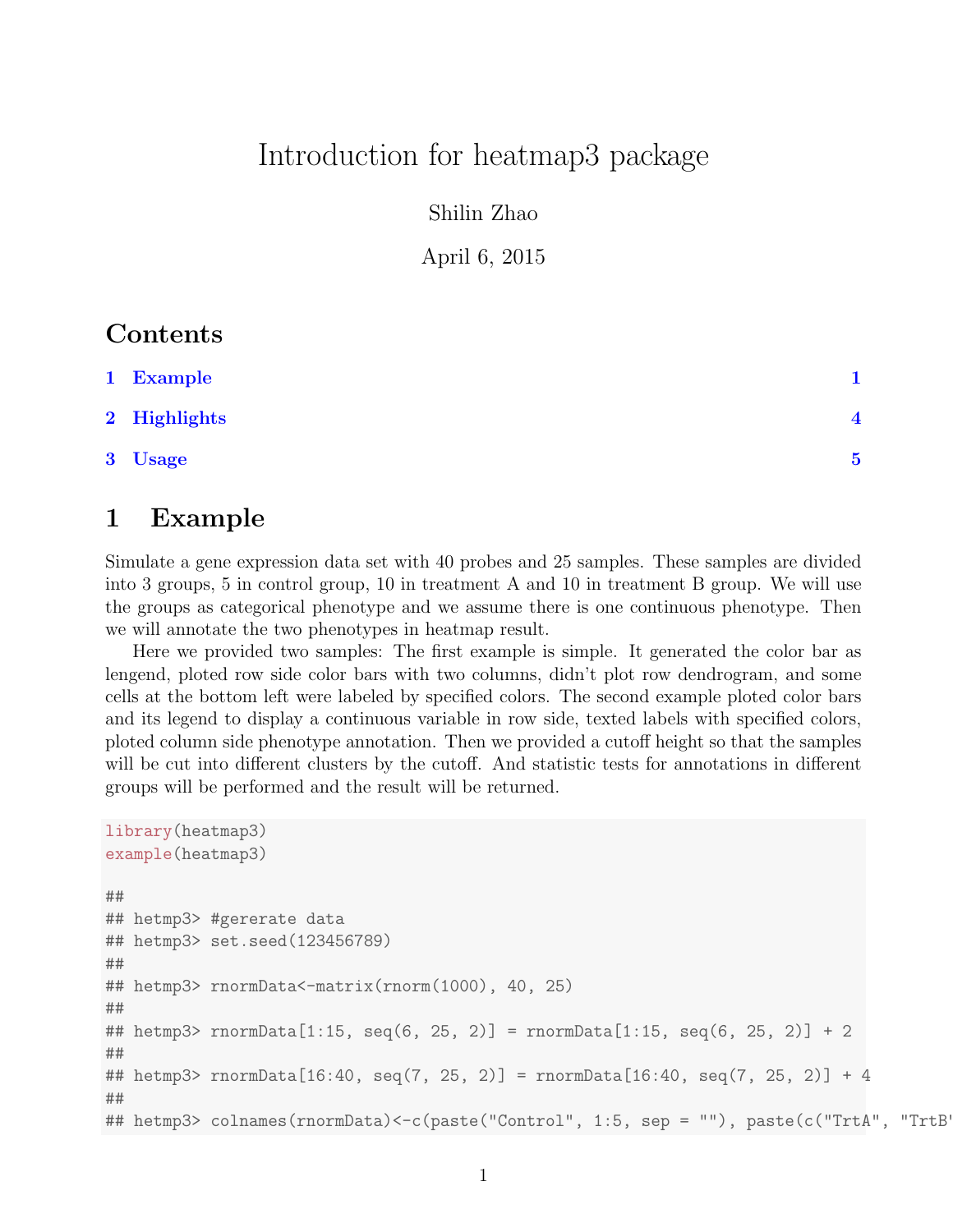# Introduction for heatmap3 package

Shilin Zhao

April 6, 2015

## Contents

1 Example 1

2 Highlights 4

3 Usage 5

## 1 Example

Simulate a gene expression data set with 40 probes and 25 samples. These samples are divided into 3 groups, 5 in control group, 10 in treatment A and 10 in treatment B group. We will use the groups as categorical phenotype and we assume there is one continuous phenotype. Then we will annotate the two phenotypes in heatmap result.

Here we provided two samples: The first example is simple. It generated the color bar as lengend, ploted row side color bars with two columns, didn't plot row dendrogram, and some cells at the bottom left were labeled by specified colors. The second example ploted color bars and its legend to display a continuous variable in row side, texted labels with specified colors, ploted column side phenotype annotation. Then we provided a cutoff height so that the samples will be cut into different clusters by the cutoff. And statistic tests for annotations in different groups will be performed and the result will be returned.

```
library(heatmap3)
example(heatmap3)

##
## hetmp3> #gererate data
## hetmp3> set.seed(123456789)
##
## hetmp3> rnormData<-matrix(rnorm(1000), 40, 25)
##
## hetmp3> rnormData[1:15, seq(6, 25, 2)] = rnormData[1:15, seq(6, 25, 2)] + 2
##
## hetmp3> rnormData[16:40, seq(7, 25, 2)] = rnormData[16:40, seq(7, 25, 2)] + 4
##
## hetmp3> colnames(rnormData)<-c(paste("Control", 1:5, sep = ""), paste(c("TrtA", "TrtB"
```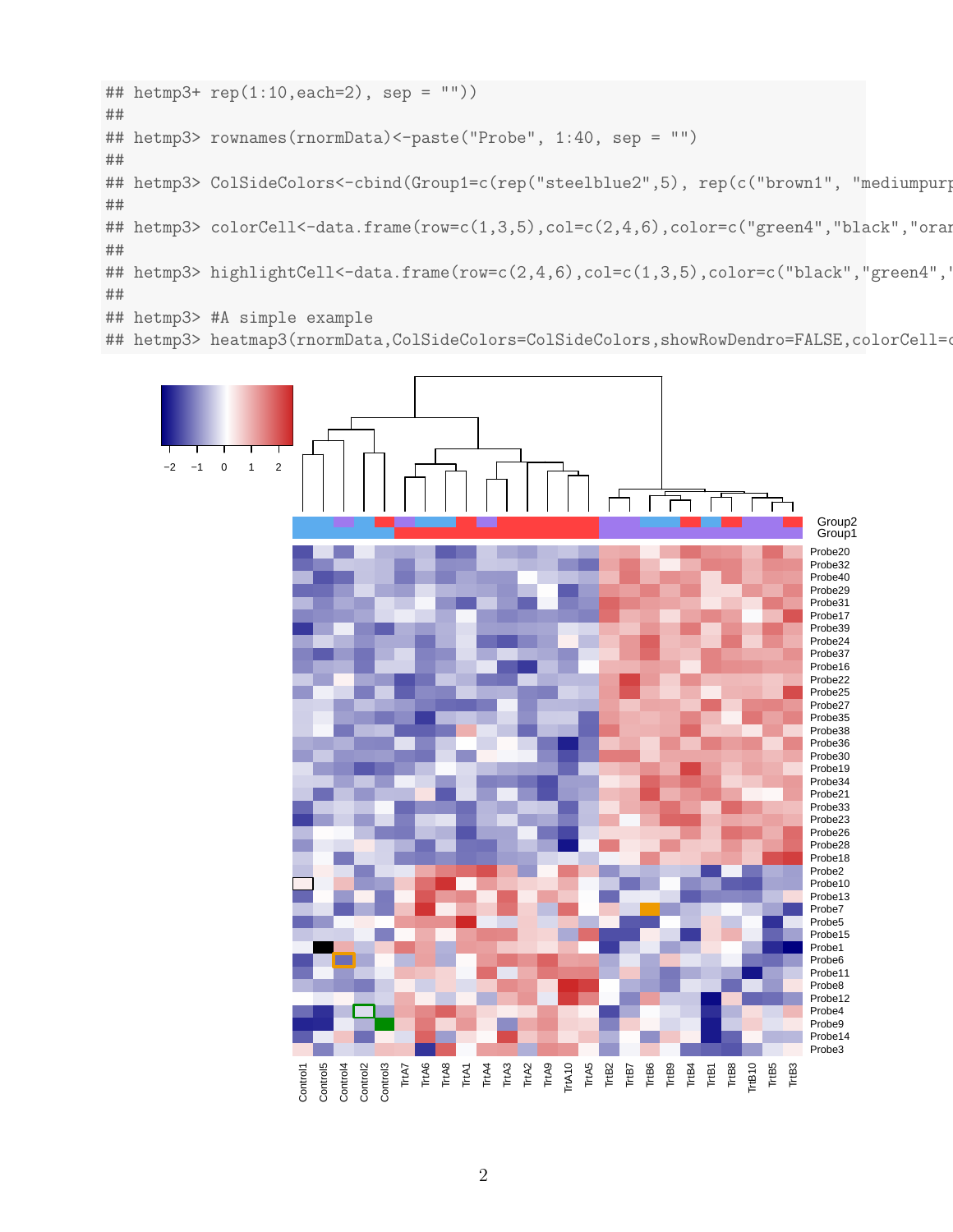```
## hetmp3+ rep(1:10,each=2), sep = ""))
##
## hetmp3> rownames(rnormData)<-paste("Probe", 1:40, sep = "")
##
## hetmp3> ColSideColors<-cbind(Group1=c(rep("steelblue2",5), rep(c("brown1", "mediumpurp
##
## hetmp3> colorCell<-data.frame(row=c(1,3,5),col=c(2,4,6),color=c("green4","black","oran
##
## hetmp3> highlightCell<-data.frame(row=c(2,4,6),col=c(1,3,5),color=c("black","green4",'
##
## hetmp3> #A simple example
## hetmp3> heatmap3(rnormData,ColSideColors=ColSideColors,showRowDendro=FALSE,colorCell=c
```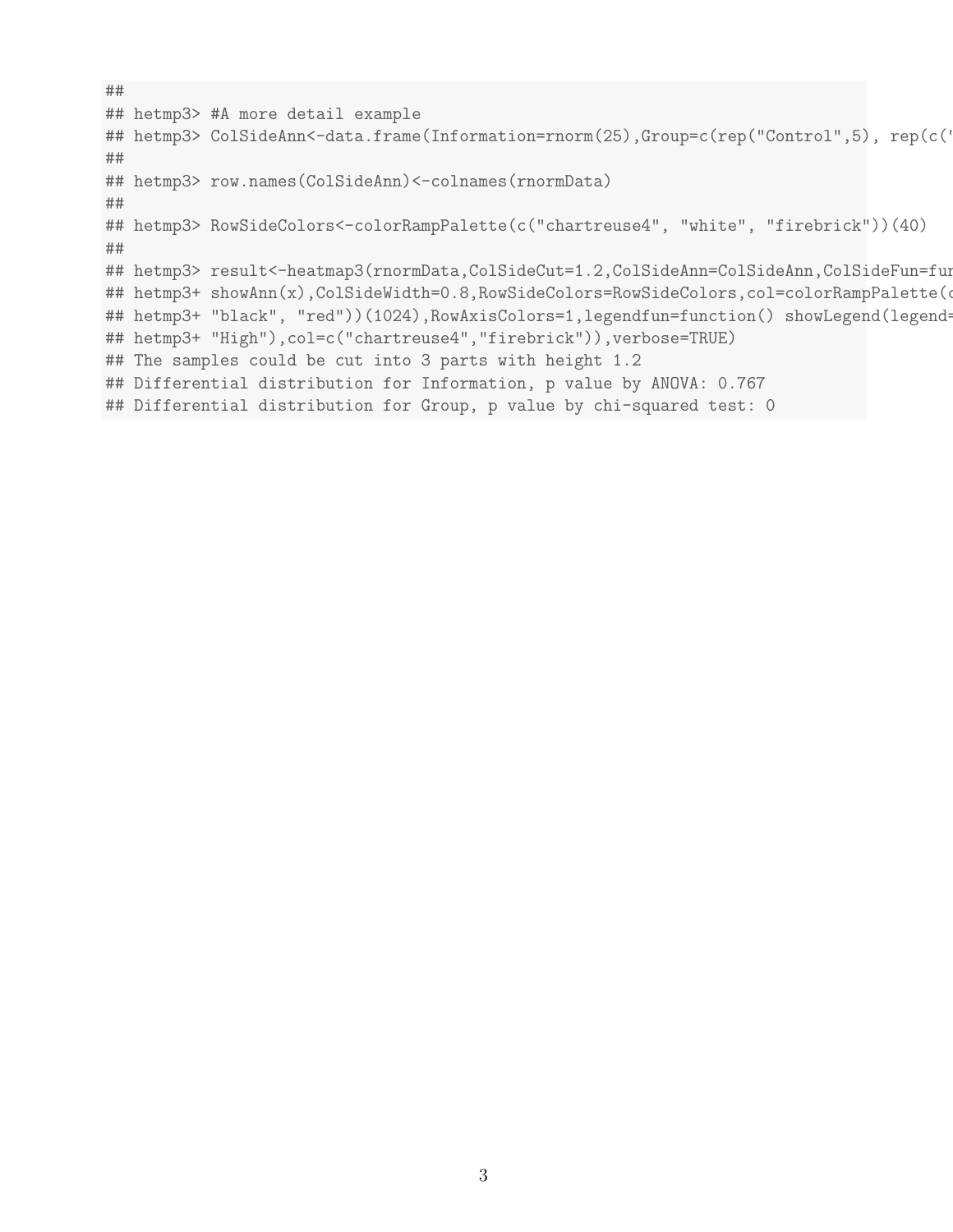```
##
## hetmp3> #A more detail example
## hetmp3> ColSideAnn<-data.frame(Information=rnorm(25),Group=c(rep("Control",5), rep(c('
##
## hetmp3> row.names(ColSideAnn)<-colnames(rnormData)
##
## hetmp3> RowSideColors<-colorRampPalette(c("chartreuse4", "white", "firebrick"))(40)
##
## hetmp3> result<-heatmap3(rnormData,ColSideCut=1.2,ColSideAnn=ColSideAnn,ColSideFun=fur
## hetmp3+ showAnn(x),ColSideWidth=0.8,RowSideColors=RowSideColors,col=colorRampPalette(c
## hetmp3+ "black", "red"))(1024),RowAxisColors=1,legendfun=function() showLegend(legend=
## hetmp3+ "High"),col=c("chartreuse4","firebrick")),verbose=TRUE)
## The samples could be cut into 3 parts with height 1.2
## Differential distribution for Information, p value by ANOVA: 0.767
## Differential distribution for Group, p value by chi-squared test: 0
```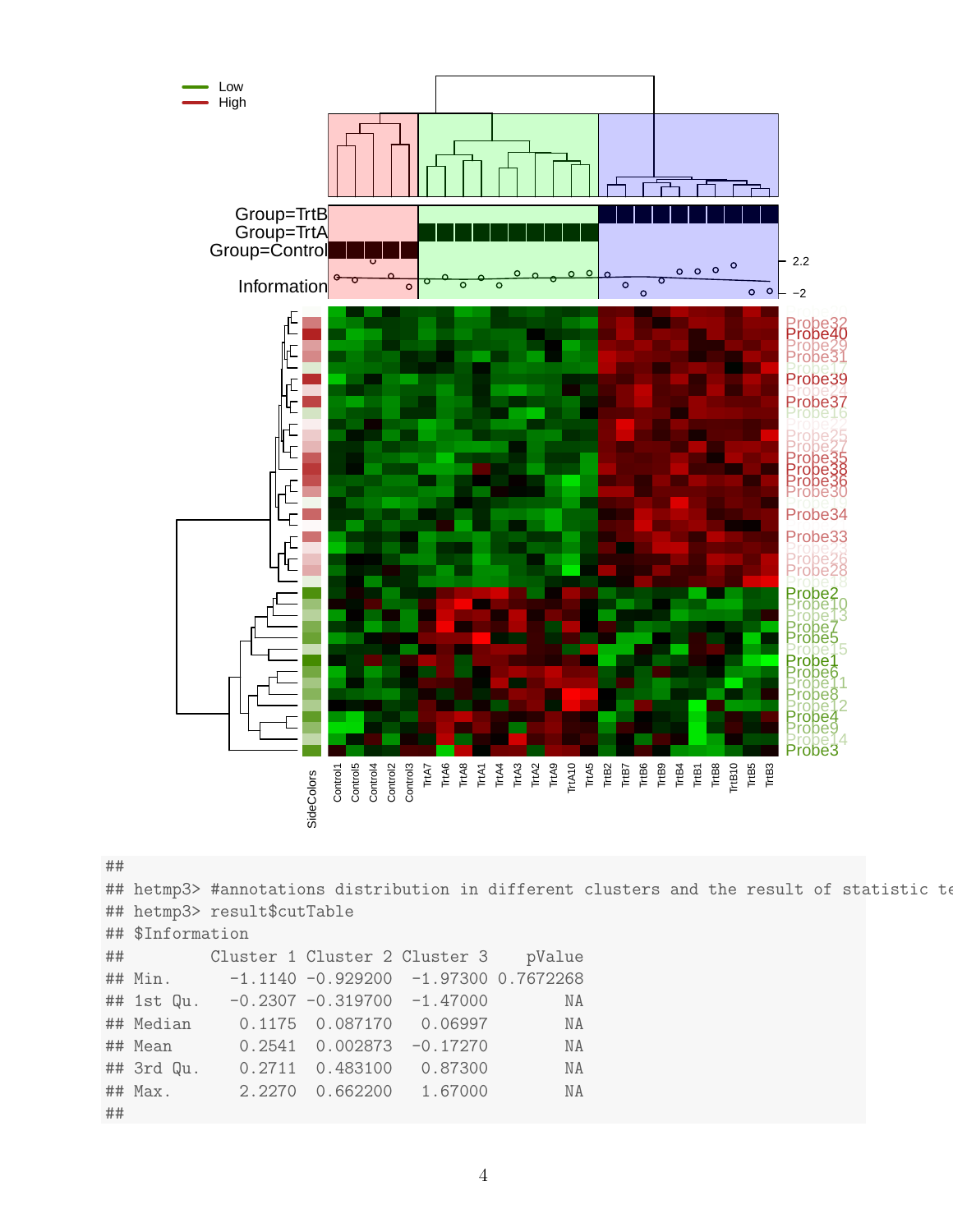```
##
## hetmp3> #annotations distribution in different clusters and the result of statistic te
## hetmp3> result$cutTable
## $Information
##          Cluster 1 Cluster 2 Cluster 3    pValue
## Min.       -1.1140 -0.929200  -1.97300 0.7672268
## 1st Qu.    -0.2307 -0.319700  -1.47000        NA
## Median      0.1175  0.087170   0.06997        NA
## Mean        0.2541  0.002873  -0.17270        NA
## 3rd Qu.     0.2711  0.483100   0.87300        NA
## Max.        2.2270  0.662200   1.67000        NA
##
```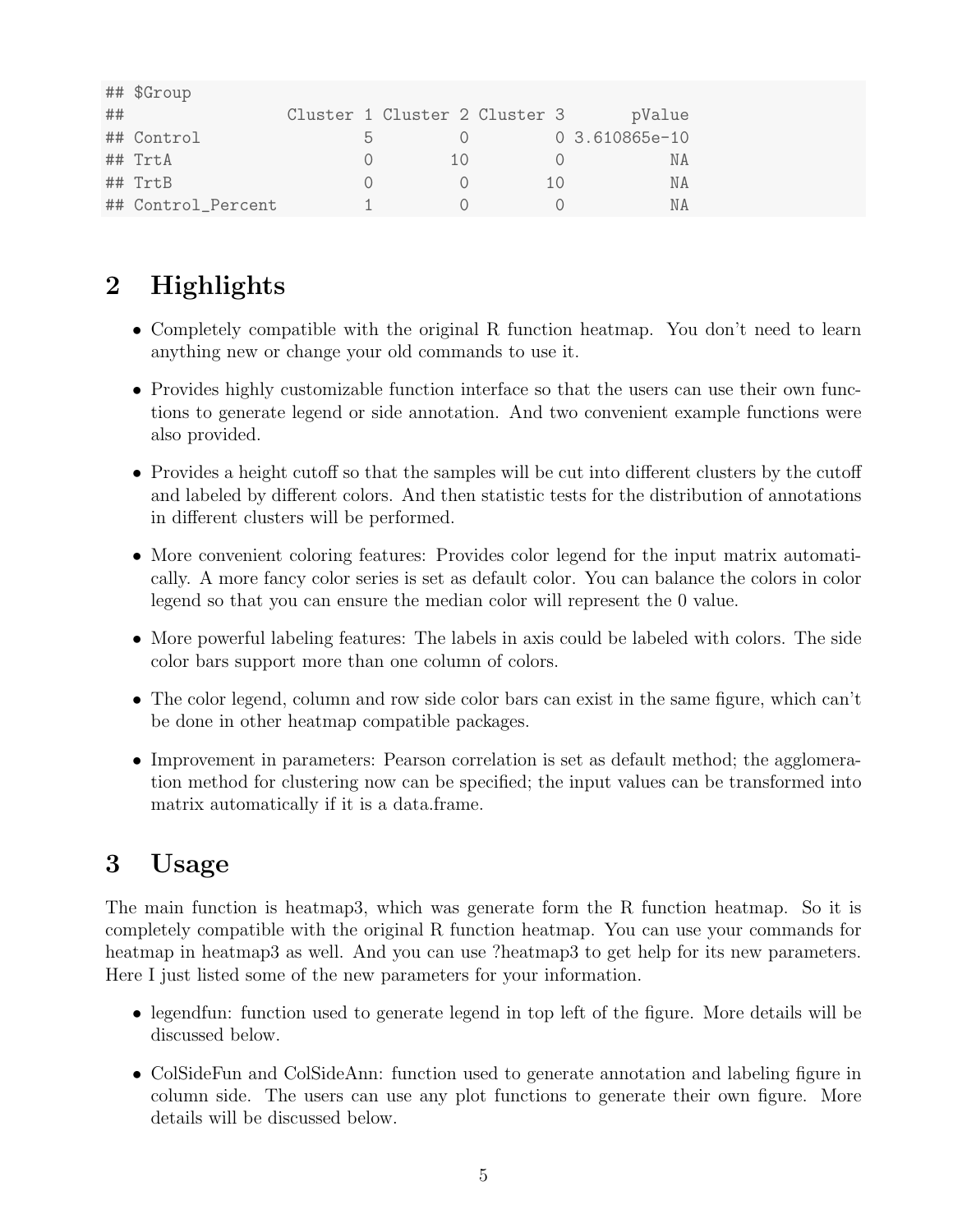```
## $Group
##                 Cluster 1 Cluster 2 Cluster 3       pValue
## Control                 5         0         0 3.610865e-10
## TrtA                    0        10         0           NA
## TrtB                    0         0        10           NA
## Control_Percent         1         0         0           NA
```

# 2 Highlights

- Completely compatible with the original R function heatmap. You don't need to learn anything new or change your old commands to use it.
- Provides highly customizable function interface so that the users can use their own functions to generate legend or side annotation. And two convenient example functions were also provided.
- Provides a height cutoff so that the samples will be cut into different clusters by the cutoff and labeled by different colors. And then statistic tests for the distribution of annotations in different clusters will be performed.
- More convenient coloring features: Provides color legend for the input matrix automatically. A more fancy color series is set as default color. You can balance the colors in color legend so that you can ensure the median color will represent the 0 value.
- More powerful labeling features: The labels in axis could be labeled with colors. The side color bars support more than one column of colors.
- The color legend, column and row side color bars can exist in the same figure, which can't be done in other heatmap compatible packages.
- Improvement in parameters: Pearson correlation is set as default method; the agglomeration method for clustering now can be specified; the input values can be transformed into matrix automatically if it is a data.frame.

# 3 Usage

The main function is heatmap3, which was generate form the R function heatmap. So it is completely compatible with the original R function heatmap. You can use your commands for heatmap in heatmap3 as well. And you can use ?heatmap3 to get help for its new parameters. Here I just listed some of the new parameters for your information.

- legendfun: function used to generate legend in top left of the figure. More details will be discussed below.
- ColSideFun and ColSideAnn: function used to generate annotation and labeling figure in column side. The users can use any plot functions to generate their own figure. More details will be discussed below.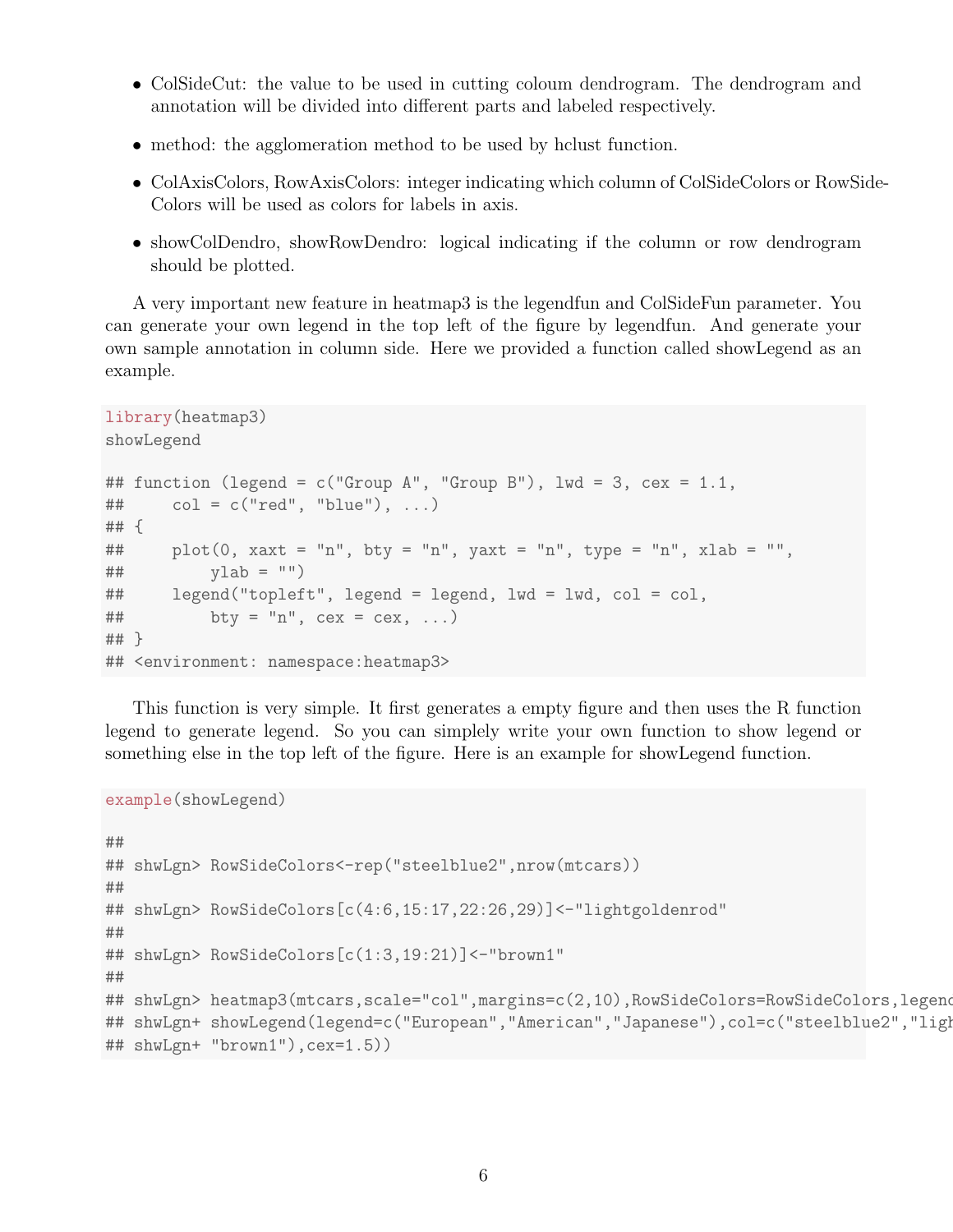- ColSideCut: the value to be used in cutting coloum dendrogram. The dendrogram and annotation will be divided into different parts and labeled respectively.
- method: the agglomeration method to be used by hclust function.
- ColAxisColors, RowAxisColors: integer indicating which column of ColSideColors or RowSideColors will be used as colors for labels in axis.
- showColDendro, showRowDendro: logical indicating if the column or row dendrogram should be plotted.

A very important new feature in heatmap3 is the legendfun and ColSideFun parameter. You can generate your own legend in the top left of the figure by legendfun. And generate your own sample annotation in column side. Here we provided a function called showLegend as an example.

```
library(heatmap3)
showLegend

## function (legend = c("Group A", "Group B"), lwd = 3, cex = 1.1,
##     col = c("red", "blue"), ...)
## {
##     plot(0, xaxt = "n", bty = "n", yaxt = "n", type = "n", xlab = "",
##         ylab = "")
##     legend("topleft", legend = legend, lwd = lwd, col = col,
##         bty = "n", cex = cex, ...)
## }
## <environment: namespace:heatmap3>
```

This function is very simple. It first generates a empty figure and then uses the R function legend to generate legend. So you can simplely write your own function to show legend or something else in the top left of the figure. Here is an example for showLegend function.

```
example(showLegend)

##
## shwLgn> RowSideColors<-rep("steelblue2",nrow(mtcars))
##
## shwLgn> RowSideColors[c(4:6,15:17,22:26,29)]<-"lightgoldenrod"
##
## shwLgn> RowSideColors[c(1:3,19:21)]<-"brown1"
##
## shwLgn> heatmap3(mtcars,scale="col",margins=c(2,10),RowSideColors=RowSideColors,legend
## shwLgn+ showLegend(legend=c("European","American","Japanese"),col=c("steelblue2","ligh
## shwLgn+ "brown1"),cex=1.5))
```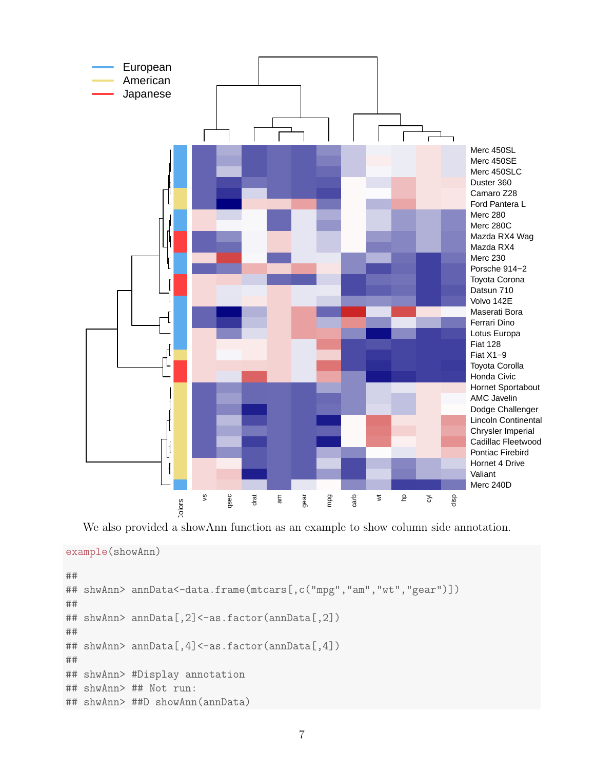We also provided a showAnn function as an example to show column side annotation.

```
example(showAnn)

##
## shwAnn> annData<-data.frame(mtcars[,c("mpg","am","wt","gear")])
##
## shwAnn> annData[,2]<-as.factor(annData[,2])
##
## shwAnn> annData[,4]<-as.factor(annData[,4])
##
## shwAnn> #Display annotation
## shwAnn> ## Not run:
## shwAnn> ##D showAnn(annData)
```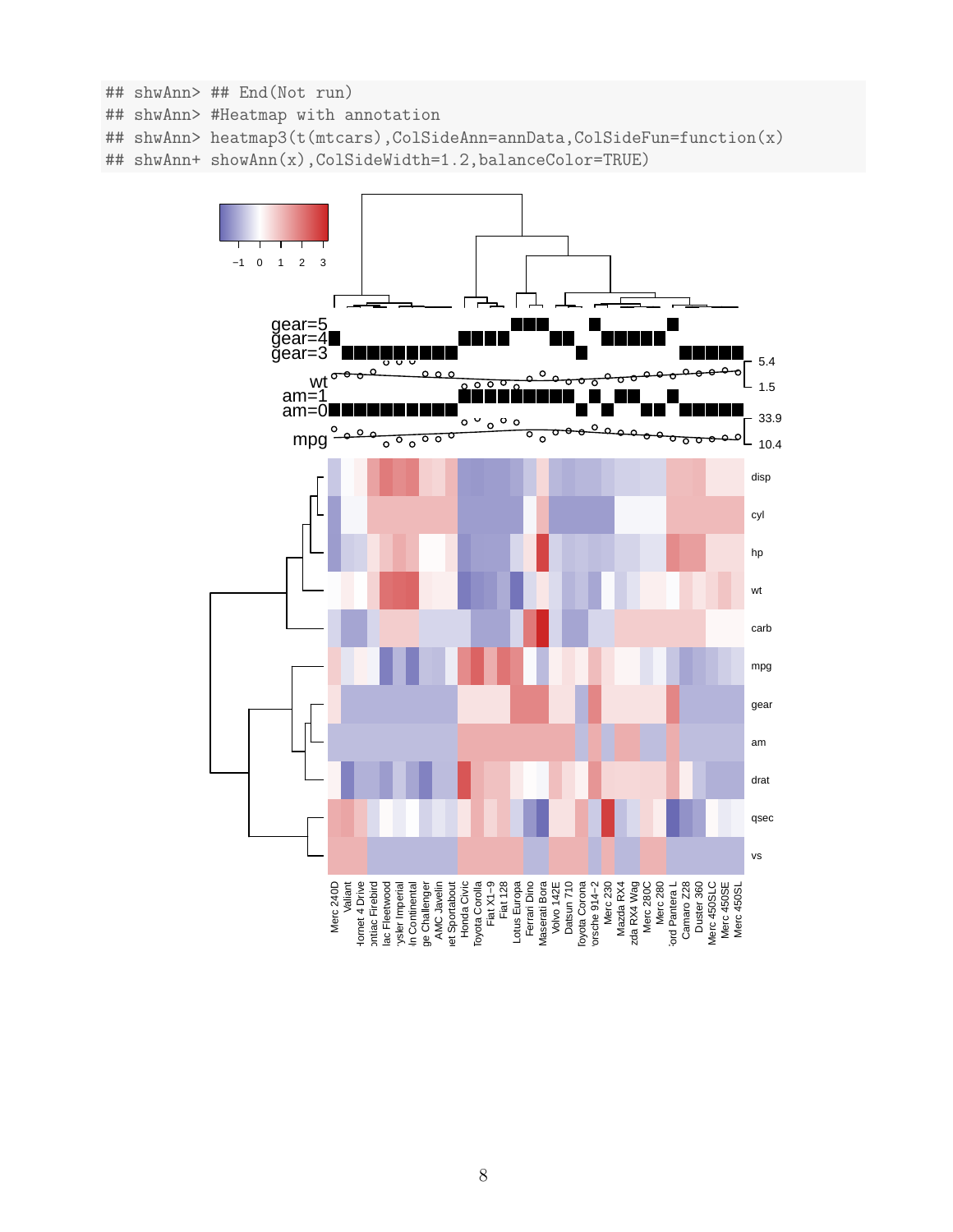```
## shwAnn> ## End(Not run)
## shwAnn> #Heatmap with annotation
## shwAnn> heatmap3(t(mtcars),ColSideAnn=annData,ColSideFun=function(x)
## shwAnn+ showAnn(x),ColSideWidth=1.2,balanceColor=TRUE)
```

−1 0 1 2 3

gear=5
gear=4
gear=3
wt
am=1
am=0
mpg

5.4
1.5
33.9
10.4

disp
cyl
hp
wt
carb
mpg
gear
am
drat
qsec
vs

Merc 240D
Valiant
Hornet 4 Drive
Pontiac Firebird
Cadillac Fleetwood
Chrysler Imperial
Lincoln Continental
Dodge Challenger
AMC Javelin
Hornet Sportabout
Honda Civic
Toyota Corolla
Fiat X1−9
Fiat 128
Lotus Europa
Ferrari Dino
Maserati Bora
Volvo 142E
Datsun 710
Toyota Corona
Porsche 914−2
Merc 230
Mazda RX4
Mazda RX4 Wag
Merc 280C
Merc 280
Ford Pantera L
Camaro Z28
Duster 360
Merc 450SLC
Merc 450SE
Merc 450SL